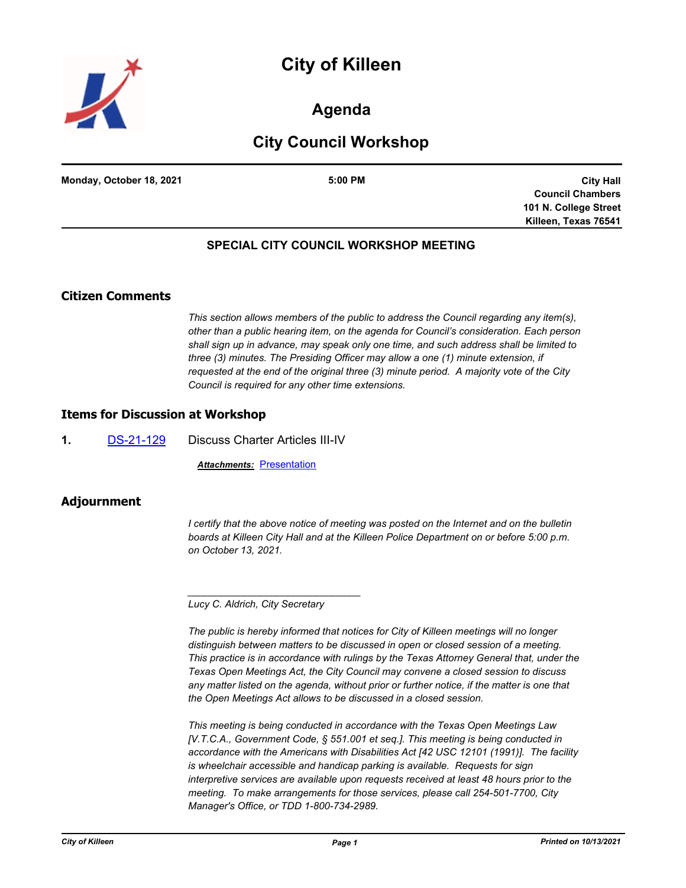# City of Killeen

## Agenda

## City Council Workshop

**Monday, October 18, 2021** | **5:00 PM** | **City Hall Council Chambers 101 N. College Street Killeen, Texas 76541**

### SPECIAL CITY COUNCIL WORKSHOP MEETING

## Citizen Comments

*This section allows members of the public to address the Council regarding any item(s), other than a public hearing item, on the agenda for Council's consideration. Each person shall sign up in advance, may speak only one time, and such address shall be limited to three (3) minutes. The Presiding Officer may allow a one (1) minute extension, if requested at the end of the original three (3) minute period. A majority vote of the City Council is required for any other time extensions.*

## Items for Discussion at Workshop

**1.** DS-21-129 Discuss Charter Articles III-IV

***Attachments:*** Presentation

## Adjournment

*I certify that the above notice of meeting was posted on the Internet and on the bulletin boards at Killeen City Hall and at the Killeen Police Department on or before 5:00 p.m. on October 13, 2021.*

_______________________________

*Lucy C. Aldrich, City Secretary*

*The public is hereby informed that notices for City of Killeen meetings will no longer distinguish between matters to be discussed in open or closed session of a meeting. This practice is in accordance with rulings by the Texas Attorney General that, under the Texas Open Meetings Act, the City Council may convene a closed session to discuss any matter listed on the agenda, without prior or further notice, if the matter is one that the Open Meetings Act allows to be discussed in a closed session.*

*This meeting is being conducted in accordance with the Texas Open Meetings Law [V.T.C.A., Government Code, § 551.001 et seq.]. This meeting is being conducted in accordance with the Americans with Disabilities Act [42 USC 12101 (1991)]. The facility is wheelchair accessible and handicap parking is available. Requests for sign interpretive services are available upon requests received at least 48 hours prior to the meeting. To make arrangements for those services, please call 254-501-7700, City Manager's Office, or TDD 1-800-734-2989.*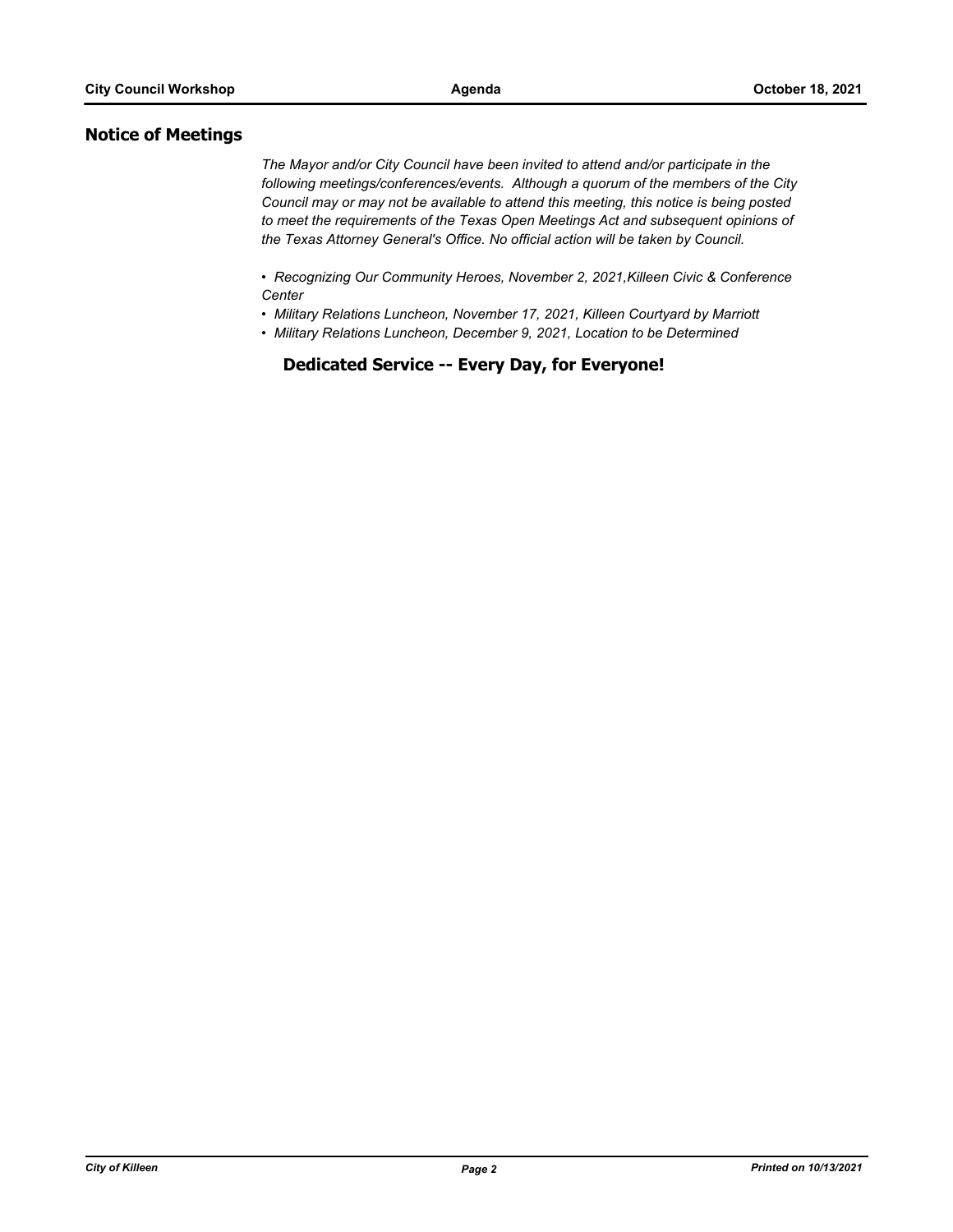## Notice of Meetings

*The Mayor and/or City Council have been invited to attend and/or participate in the following meetings/conferences/events. Although a quorum of the members of the City Council may or may not be available to attend this meeting, this notice is being posted to meet the requirements of the Texas Open Meetings Act and subsequent opinions of the Texas Attorney General's Office. No official action will be taken by Council.*

- *Recognizing Our Community Heroes, November 2, 2021,Killeen Civic & Conference Center*
- *Military Relations Luncheon, November 17, 2021, Killeen Courtyard by Marriott*
- *Military Relations Luncheon, December 9, 2021, Location to be Determined*

**Dedicated Service -- Every Day, for Everyone!**